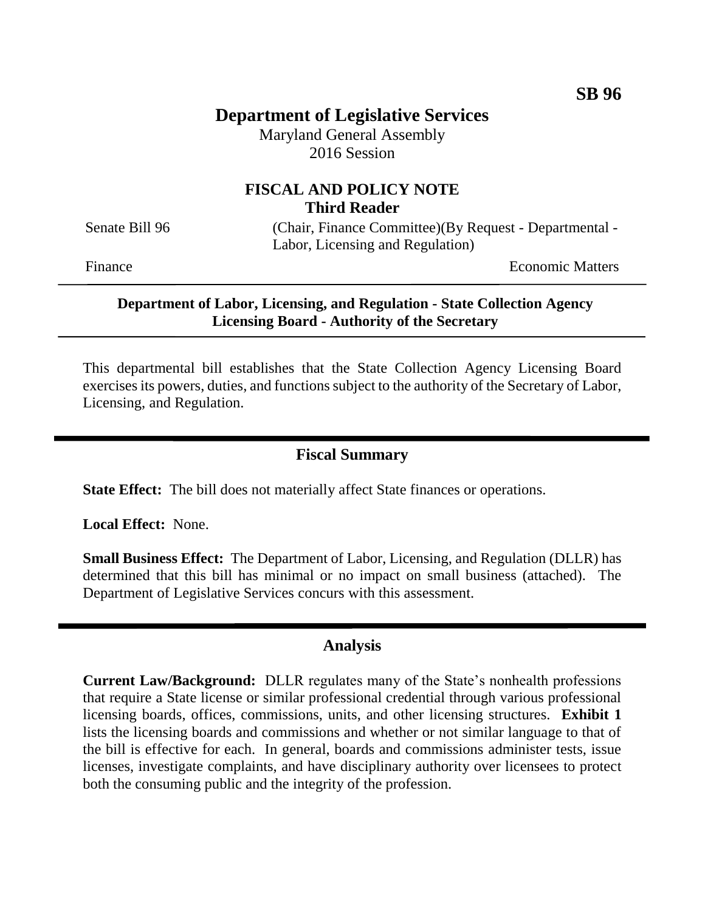SB 96

# Department of Legislative Services

Maryland General Assembly
2016 Session

## FISCAL AND POLICY NOTE
**Third Reader**

Senate Bill 96 (Chair, Finance Committee)(By Request - Departmental - Labor, Licensing and Regulation)

Finance Economic Matters

**Department of Labor, Licensing, and Regulation - State Collection Agency Licensing Board - Authority of the Secretary**

This departmental bill establishes that the State Collection Agency Licensing Board exercises its powers, duties, and functions subject to the authority of the Secretary of Labor, Licensing, and Regulation.

## Fiscal Summary

**State Effect:** The bill does not materially affect State finances or operations.

**Local Effect:** None.

**Small Business Effect:** The Department of Labor, Licensing, and Regulation (DLLR) has determined that this bill has minimal or no impact on small business (attached). The Department of Legislative Services concurs with this assessment.

## Analysis

**Current Law/Background:** DLLR regulates many of the State's nonhealth professions that require a State license or similar professional credential through various professional licensing boards, offices, commissions, units, and other licensing structures. **Exhibit 1** lists the licensing boards and commissions and whether or not similar language to that of the bill is effective for each. In general, boards and commissions administer tests, issue licenses, investigate complaints, and have disciplinary authority over licensees to protect both the consuming public and the integrity of the profession.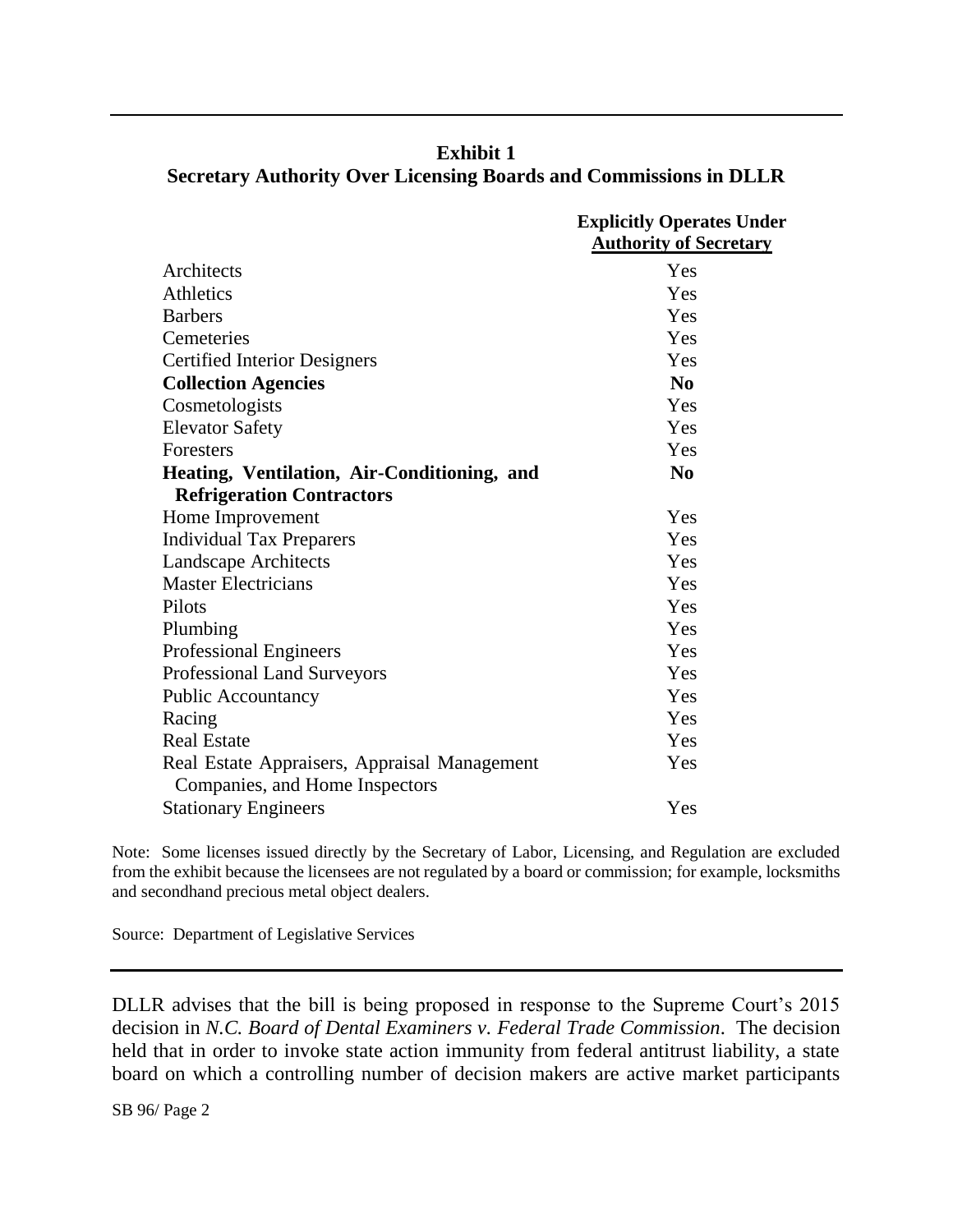**Exhibit 1**
**Secretary Authority Over Licensing Boards and Commissions in DLLR**

| | Explicitly Operates Under Authority of Secretary |
|---|---|
| Architects | Yes |
| Athletics | Yes |
| Barbers | Yes |
| Cemeteries | Yes |
| Certified Interior Designers | Yes |
| **Collection Agencies** | **No** |
| Cosmetologists | Yes |
| Elevator Safety | Yes |
| Foresters | Yes |
| **Heating, Ventilation, Air-Conditioning, and Refrigeration Contractors** | **No** |
| Home Improvement | Yes |
| Individual Tax Preparers | Yes |
| Landscape Architects | Yes |
| Master Electricians | Yes |
| Pilots | Yes |
| Plumbing | Yes |
| Professional Engineers | Yes |
| Professional Land Surveyors | Yes |
| Public Accountancy | Yes |
| Racing | Yes |
| Real Estate | Yes |
| Real Estate Appraisers, Appraisal Management Companies, and Home Inspectors | Yes |
| Stationary Engineers | Yes |

Note: Some licenses issued directly by the Secretary of Labor, Licensing, and Regulation are excluded from the exhibit because the licensees are not regulated by a board or commission; for example, locksmiths and secondhand precious metal object dealers.

Source: Department of Legislative Services

DLLR advises that the bill is being proposed in response to the Supreme Court's 2015 decision in *N.C. Board of Dental Examiners v. Federal Trade Commission*. The decision held that in order to invoke state action immunity from federal antitrust liability, a state board on which a controlling number of decision makers are active market participants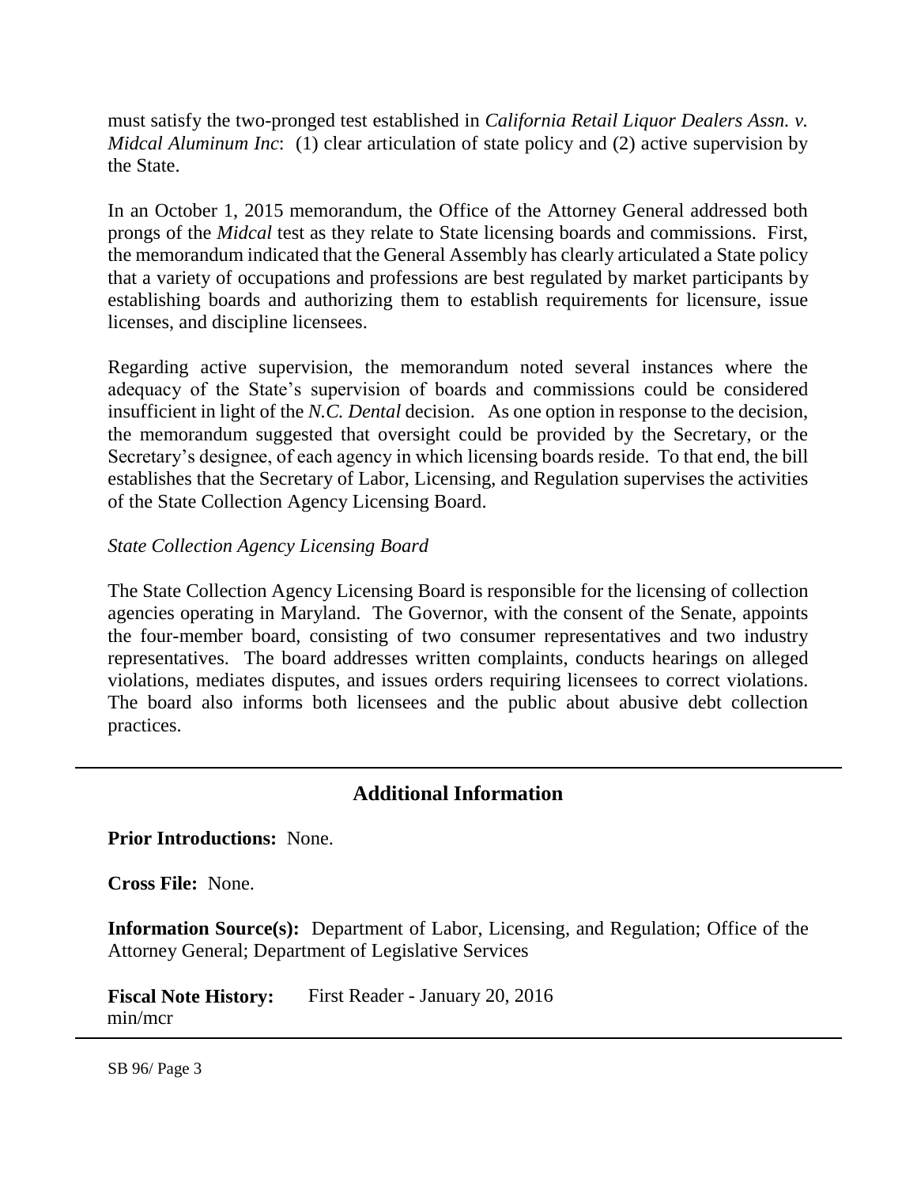must satisfy the two-pronged test established in *California Retail Liquor Dealers Assn. v. Midcal Aluminum Inc*: (1) clear articulation of state policy and (2) active supervision by the State.

In an October 1, 2015 memorandum, the Office of the Attorney General addressed both prongs of the *Midcal* test as they relate to State licensing boards and commissions. First, the memorandum indicated that the General Assembly has clearly articulated a State policy that a variety of occupations and professions are best regulated by market participants by establishing boards and authorizing them to establish requirements for licensure, issue licenses, and discipline licensees.

Regarding active supervision, the memorandum noted several instances where the adequacy of the State's supervision of boards and commissions could be considered insufficient in light of the *N.C. Dental* decision. As one option in response to the decision, the memorandum suggested that oversight could be provided by the Secretary, or the Secretary's designee, of each agency in which licensing boards reside. To that end, the bill establishes that the Secretary of Labor, Licensing, and Regulation supervises the activities of the State Collection Agency Licensing Board.

*State Collection Agency Licensing Board*

The State Collection Agency Licensing Board is responsible for the licensing of collection agencies operating in Maryland. The Governor, with the consent of the Senate, appoints the four-member board, consisting of two consumer representatives and two industry representatives. The board addresses written complaints, conducts hearings on alleged violations, mediates disputes, and issues orders requiring licensees to correct violations. The board also informs both licensees and the public about abusive debt collection practices.

## Additional Information

**Prior Introductions:** None.

**Cross File:** None.

**Information Source(s):** Department of Labor, Licensing, and Regulation; Office of the Attorney General; Department of Legislative Services

**Fiscal Note History:** First Reader - January 20, 2016
min/mcr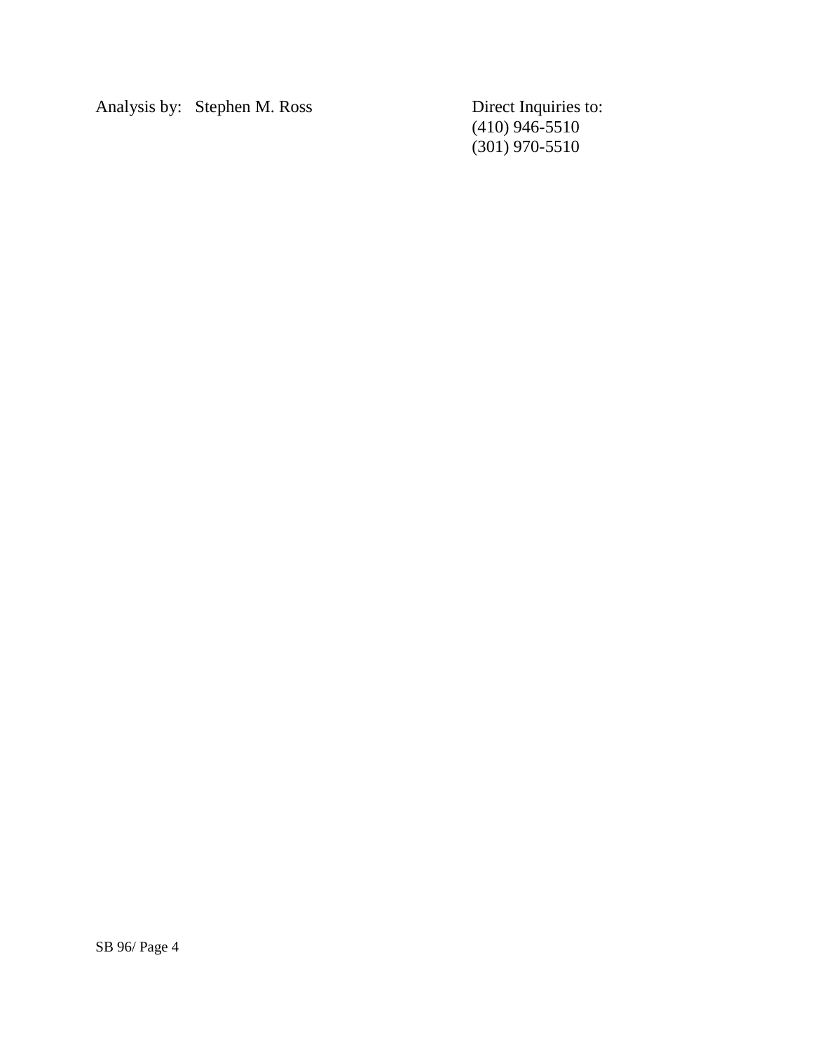Analysis by: Stephen M. Ross

Direct Inquiries to:
(410) 946-5510
(301) 970-5510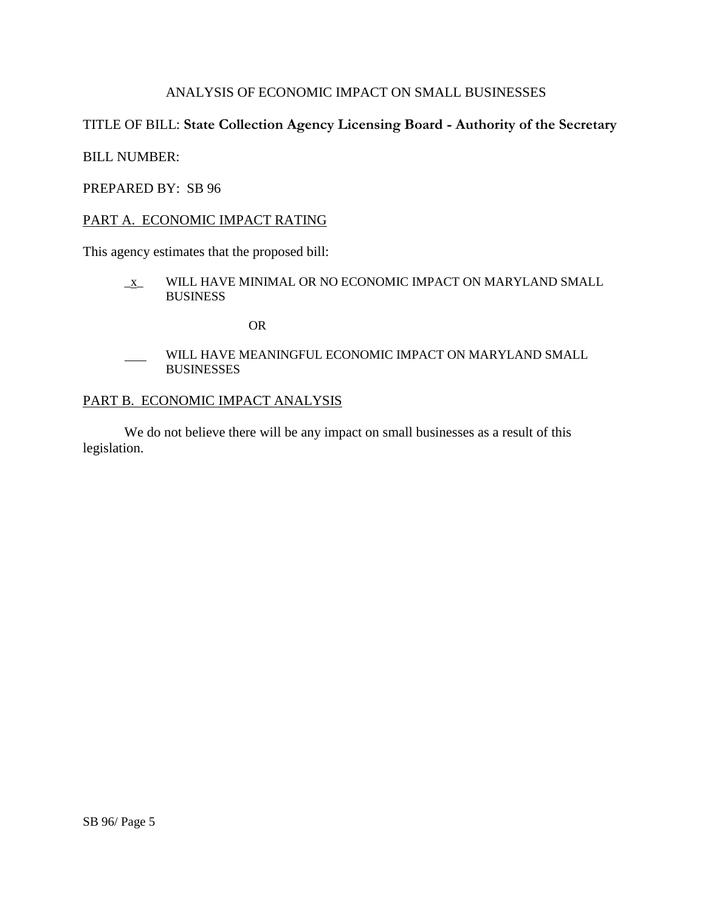ANALYSIS OF ECONOMIC IMPACT ON SMALL BUSINESSES

TITLE OF BILL: **State Collection Agency Licensing Board - Authority of the Secretary**

BILL NUMBER:

PREPARED BY: SB 96

PART A. ECONOMIC IMPACT RATING

This agency estimates that the proposed bill:

_x_ WILL HAVE MINIMAL OR NO ECONOMIC IMPACT ON MARYLAND SMALL BUSINESS

OR

___ WILL HAVE MEANINGFUL ECONOMIC IMPACT ON MARYLAND SMALL BUSINESSES

PART B. ECONOMIC IMPACT ANALYSIS

We do not believe there will be any impact on small businesses as a result of this legislation.